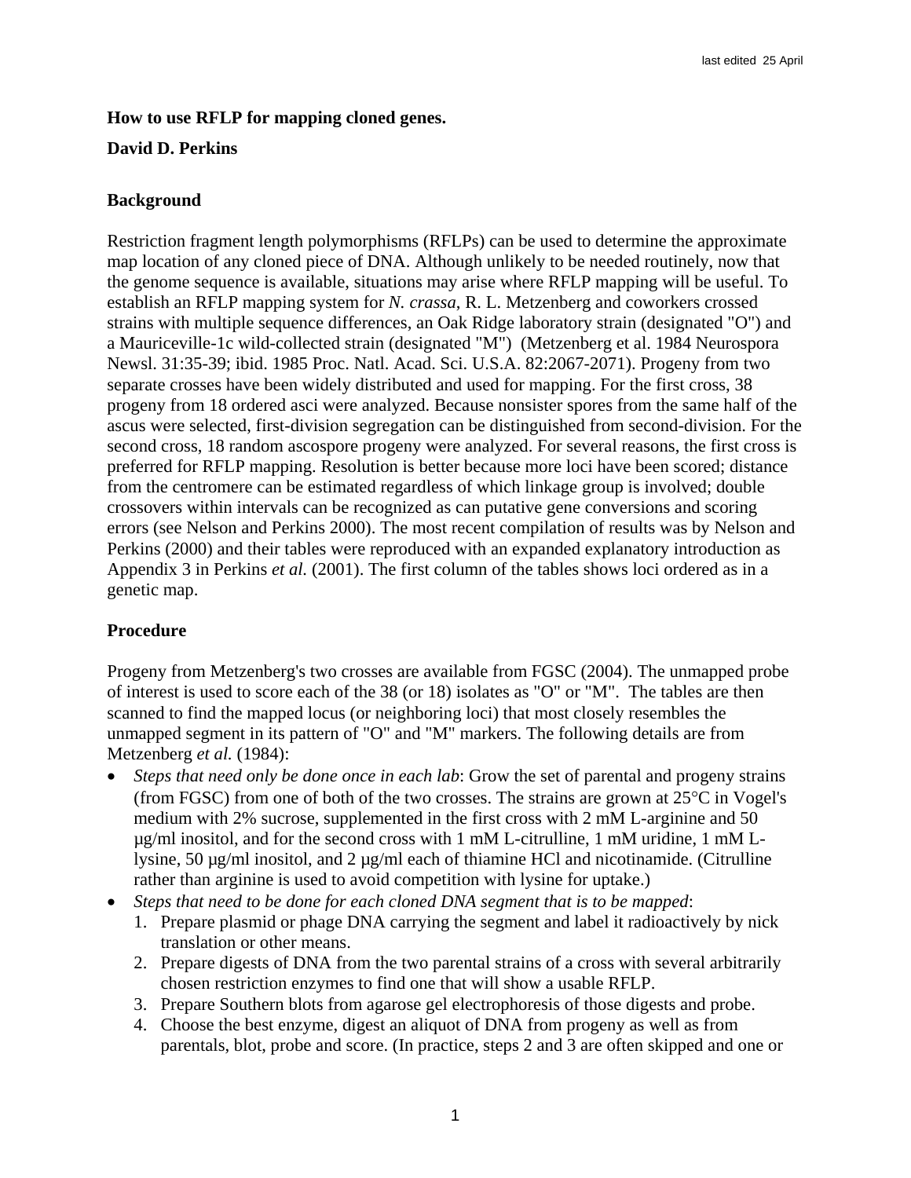last edited 25 April

**How to use RFLP for mapping cloned genes.**

**David D. Perkins**

## Background

Restriction fragment length polymorphisms (RFLPs) can be used to determine the approximate map location of any cloned piece of DNA. Although unlikely to be needed routinely, now that the genome sequence is available, situations may arise where RFLP mapping will be useful. To establish an RFLP mapping system for *N. crassa,* R. L. Metzenberg and coworkers crossed strains with multiple sequence differences, an Oak Ridge laboratory strain (designated "O") and a Mauriceville-1c wild-collected strain (designated "M") (Metzenberg et al. 1984 Neurospora Newsl. 31:35-39; ibid. 1985 Proc. Natl. Acad. Sci. U.S.A. 82:2067-2071). Progeny from two separate crosses have been widely distributed and used for mapping. For the first cross, 38 progeny from 18 ordered asci were analyzed. Because nonsister spores from the same half of the ascus were selected, first-division segregation can be distinguished from second-division. For the second cross, 18 random ascospore progeny were analyzed. For several reasons, the first cross is preferred for RFLP mapping. Resolution is better because more loci have been scored; distance from the centromere can be estimated regardless of which linkage group is involved; double crossovers within intervals can be recognized as can putative gene conversions and scoring errors (see Nelson and Perkins 2000). The most recent compilation of results was by Nelson and Perkins (2000) and their tables were reproduced with an expanded explanatory introduction as Appendix 3 in Perkins *et al.* (2001). The first column of the tables shows loci ordered as in a genetic map.

## Procedure

Progeny from Metzenberg's two crosses are available from FGSC (2004). The unmapped probe of interest is used to score each of the 38 (or 18) isolates as "O" or "M". The tables are then scanned to find the mapped locus (or neighboring loci) that most closely resembles the unmapped segment in its pattern of "O" and "M" markers. The following details are from Metzenberg *et al.* (1984):

- *Steps that need only be done once in each lab*: Grow the set of parental and progeny strains (from FGSC) from one of both of the two crosses. The strains are grown at 25°C in Vogel's medium with 2% sucrose, supplemented in the first cross with 2 mM L-arginine and 50 µg/ml inositol, and for the second cross with 1 mM L-citrulline, 1 mM uridine, 1 mM L-lysine, 50 µg/ml inositol, and 2 µg/ml each of thiamine HCl and nicotinamide. (Citrulline rather than arginine is used to avoid competition with lysine for uptake.)
- *Steps that need to be done for each cloned DNA segment that is to be mapped*:
  1. Prepare plasmid or phage DNA carrying the segment and label it radioactively by nick translation or other means.
  2. Prepare digests of DNA from the two parental strains of a cross with several arbitrarily chosen restriction enzymes to find one that will show a usable RFLP.
  3. Prepare Southern blots from agarose gel electrophoresis of those digests and probe.
  4. Choose the best enzyme, digest an aliquot of DNA from progeny as well as from parentals, blot, probe and score. (In practice, steps 2 and 3 are often skipped and one or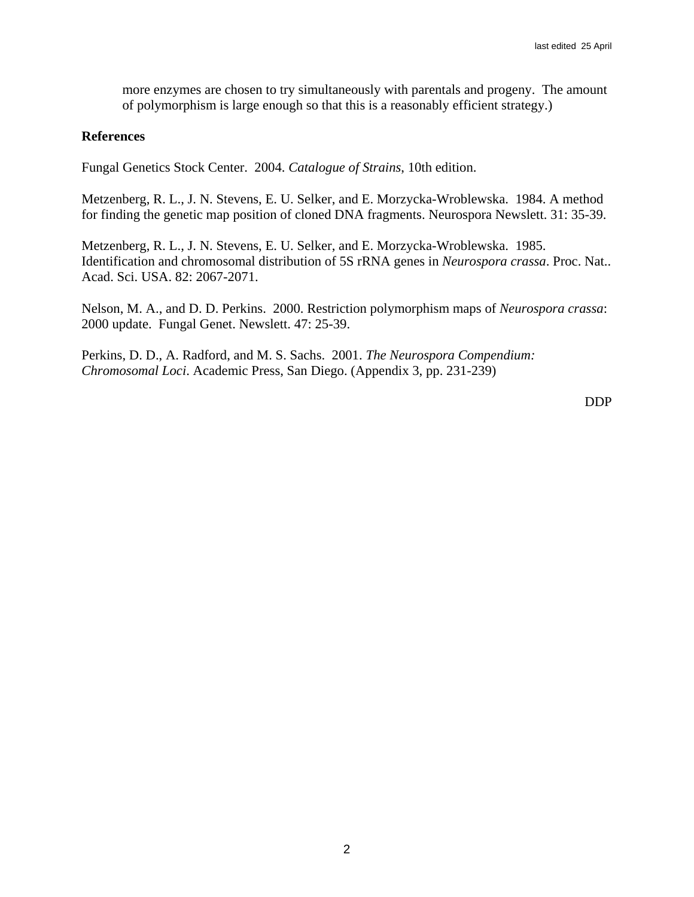more enzymes are chosen to try simultaneously with parentals and progeny. The amount of polymorphism is large enough so that this is a reasonably efficient strategy.)

**References**

Fungal Genetics Stock Center. 2004. *Catalogue of Strains*, 10th edition.

Metzenberg, R. L., J. N. Stevens, E. U. Selker, and E. Morzycka-Wroblewska. 1984. A method for finding the genetic map position of cloned DNA fragments. Neurospora Newslett. 31: 35-39.

Metzenberg, R. L., J. N. Stevens, E. U. Selker, and E. Morzycka-Wroblewska. 1985. Identification and chromosomal distribution of 5S rRNA genes in *Neurospora crassa*. Proc. Nat.. Acad. Sci. USA. 82: 2067-2071.

Nelson, M. A., and D. D. Perkins. 2000. Restriction polymorphism maps of *Neurospora crassa*: 2000 update. Fungal Genet. Newslett. 47: 25-39.

Perkins, D. D., A. Radford, and M. S. Sachs. 2001. *The Neurospora Compendium: Chromosomal Loci*. Academic Press, San Diego. (Appendix 3, pp. 231-239)

DDP